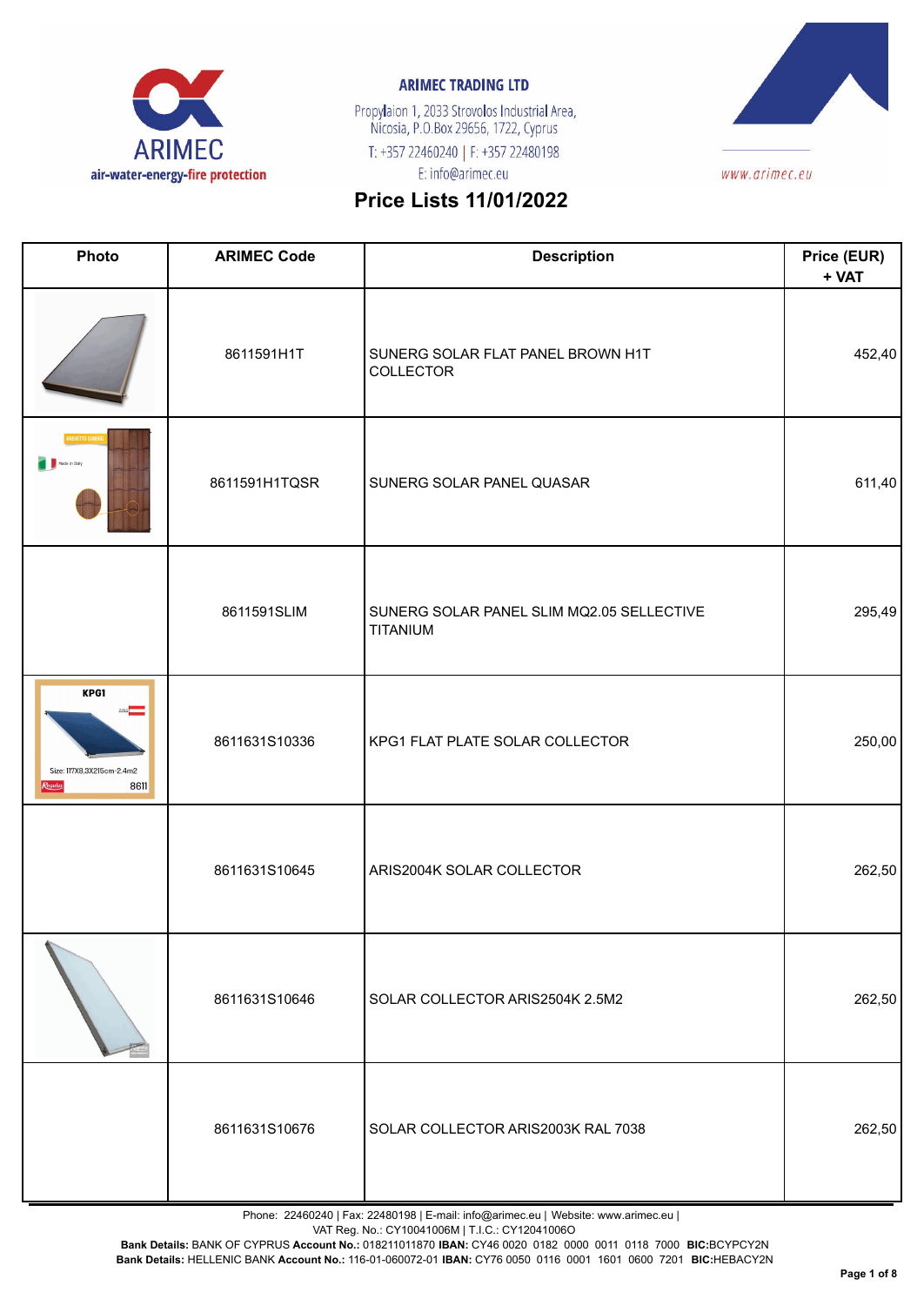ARIMEC
air-water-energy-fire protection

**ARIMEC TRADING LTD**
Propylaion 1, 2033 Strovolos Industrial Area,
Nicosia, P.O.Box 29656, 1722, Cyprus
T: +357 22460240 | F: +357 22480198
E: info@arimec.eu

www.arimec.eu

# Price Lists 11/01/2022

| Photo | ARIMEC Code | Description | Price (EUR) + VAT |
|---|---|---|---|
| | 8611591H1T | SUNERG SOLAR FLAT PANEL BROWN H1T COLLECTOR | 452,40 |
| | 8611591H1TQSR | SUNERG SOLAR PANEL QUASAR | 611,40 |
| | 8611591SLIM | SUNERG SOLAR PANEL SLIM MQ2.05 SELLECTIVE TITANIUM | 295,49 |
| | 8611631S10336 | KPG1 FLAT PLATE SOLAR COLLECTOR | 250,00 |
| | 8611631S10645 | ARIS2004K SOLAR COLLECTOR | 262,50 |
| | 8611631S10646 | SOLAR COLLECTOR ARIS2504K 2.5M2 | 262,50 |
| | 8611631S10676 | SOLAR COLLECTOR ARIS2003K RAL 7038 | 262,50 |

Phone: 22460240 | Fax: 22480198 | E-mail: info@arimec.eu | Website: www.arimec.eu |
VAT Reg. No.: CY10041006M | T.I.C.: CY12041006O
**Bank Details:** BANK OF CYPRUS **Account No.:** 018211011870 **IBAN:** CY46 0020 0182 0000 0011 0118 7000 **BIC:**BCYPCY2N
**Bank Details:** HELLENIC BANK **Account No.:** 116-01-060072-01 **IBAN:** CY76 0050 0116 0001 1601 0600 7201 **BIC:**HEBACY2N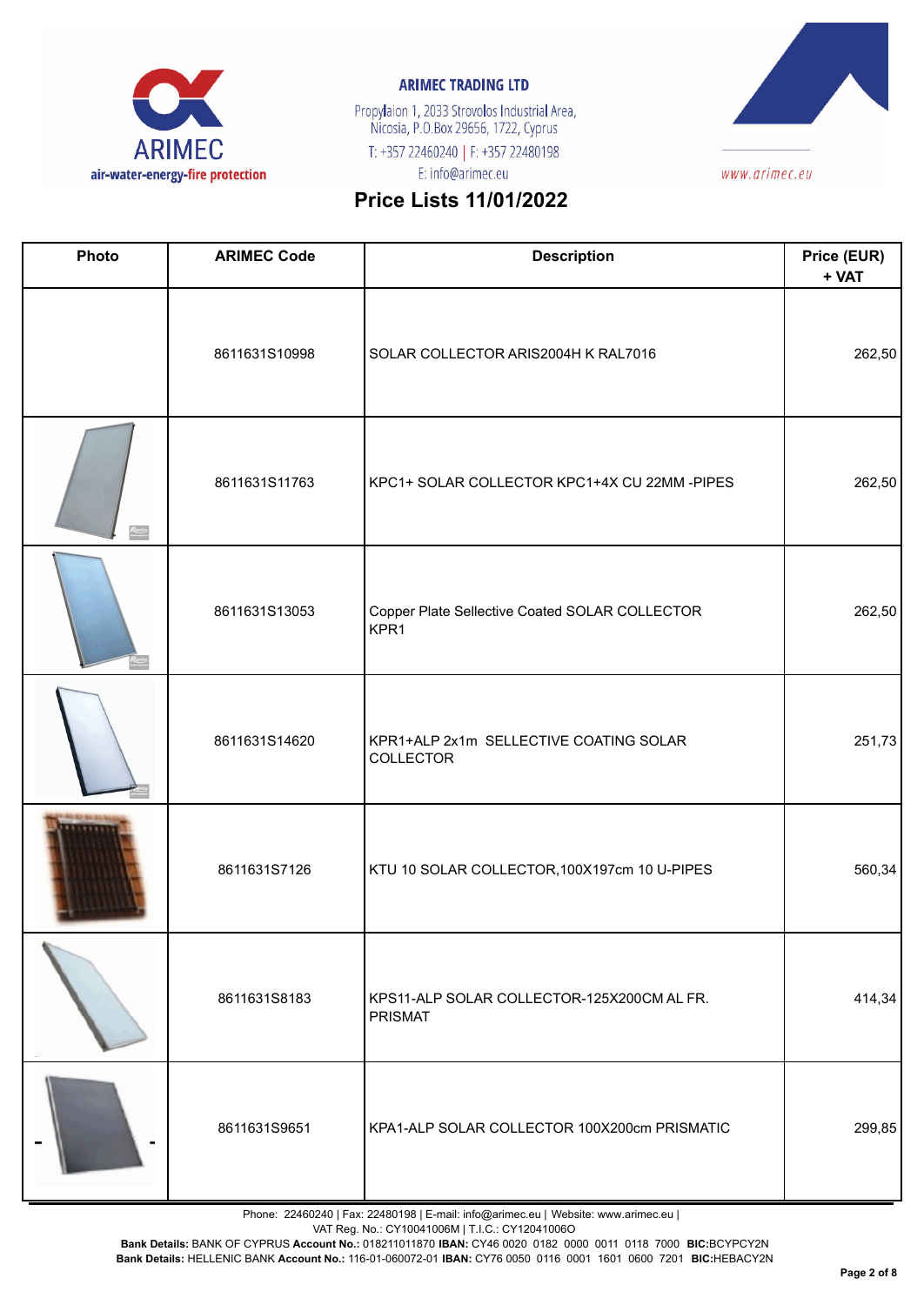**ARIMEC TRADING LTD**

Propylaion 1, 2033 Strovolos Industrial Area, Nicosia, P.O.Box 29656, 1722, Cyprus
T: +357 22460240 | F: +357 22480198
E: info@arimec.eu

www.arimec.eu

## Price Lists 11/01/2022

| Photo | ARIMEC Code | Description | Price (EUR) + VAT |
|---|---|---|---|
| | 8611631S10998 | SOLAR COLLECTOR ARIS2004H K RAL7016 | 262,50 |
| | 8611631S11763 | KPC1+ SOLAR COLLECTOR KPC1+4X CU 22MM -PIPES | 262,50 |
| | 8611631S13053 | Copper Plate Sellective Coated SOLAR COLLECTOR KPR1 | 262,50 |
| | 8611631S14620 | KPR1+ALP 2x1m SELLECTIVE COATING SOLAR COLLECTOR | 251,73 |
| | 8611631S7126 | KTU 10 SOLAR COLLECTOR,100X197cm 10 U-PIPES | 560,34 |
| | 8611631S8183 | KPS11-ALP SOLAR COLLECTOR-125X200CM AL FR. PRISMAT | 414,34 |
| | 8611631S9651 | KPA1-ALP SOLAR COLLECTOR 100X200cm PRISMATIC | 299,85 |

Phone: 22460240 | Fax: 22480198 | E-mail: info@arimec.eu | Website: www.arimec.eu |
VAT Reg. No.: CY10041006M | T.I.C.: CY12041006O
**Bank Details:** BANK OF CYPRUS **Account No.:** 018211011870 **IBAN:** CY46 0020 0182 0000 0011 0118 7000 **BIC:**BCYPCY2N
**Bank Details:** HELLENIC BANK **Account No.:** 116-01-060072-01 **IBAN:** CY76 0050 0116 0001 1601 0600 7201 **BIC:**HEBACY2N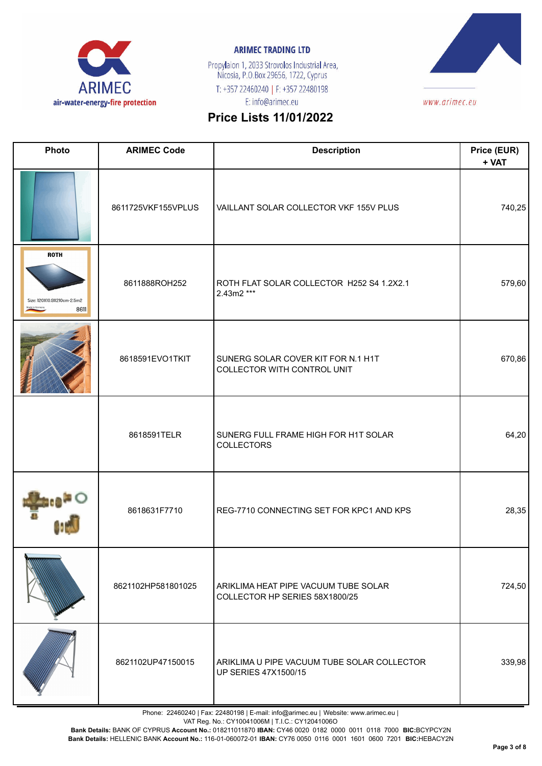ARIMEC TRADING LTD

Propylaion 1, 2033 Strovolos Industrial Area, Nicosia, P.O.Box 29656, 1722, Cyprus
T: +357 22460240 | F: +357 22480198
E: info@arimec.eu

www.arimec.eu

# Price Lists 11/01/2022

| Photo | ARIMEC Code | Description | Price (EUR) + VAT |
|---|---|---|---|
| | 8611725VKF155VPLUS | VAILLANT SOLAR COLLECTOR VKF 155V PLUS | 740,25 |
| ROTH Size: 120X10.9X210cm-2.5m2 8611 | 8611888ROH252 | ROTH FLAT SOLAR COLLECTOR H252 S4 1.2X2.1 2.43m2 *** | 579,60 |
| | 8618591EVO1TKIT | SUNERG SOLAR COVER KIT FOR N.1 H1T COLLECTOR WITH CONTROL UNIT | 670,86 |
| | 8618591TELR | SUNERG FULL FRAME HIGH FOR H1T SOLAR COLLECTORS | 64,20 |
| | 8618631F7710 | REG-7710 CONNECTING SET FOR KPC1 AND KPS | 28,35 |
| | 8621102HP581801025 | ARIKLIMA HEAT PIPE VACUUM TUBE SOLAR COLLECTOR HP SERIES 58X1800/25 | 724,50 |
| | 8621102UP47150015 | ARIKLIMA U PIPE VACUUM TUBE SOLAR COLLECTOR UP SERIES 47X1500/15 | 339,98 |

Phone: 22460240 | Fax: 22480198 | E-mail: info@arimec.eu | Website: www.arimec.eu |
VAT Reg. No.: CY10041006M | T.I.C.: CY12041006O
**Bank Details:** BANK OF CYPRUS **Account No.:** 018211011870 **IBAN:** CY46 0020 0182 0000 0011 0118 7000 **BIC:**BCYPCY2N
**Bank Details:** HELLENIC BANK **Account No.:** 116-01-060072-01 **IBAN:** CY76 0050 0116 0001 1601 0600 7201 **BIC:**HEBACY2N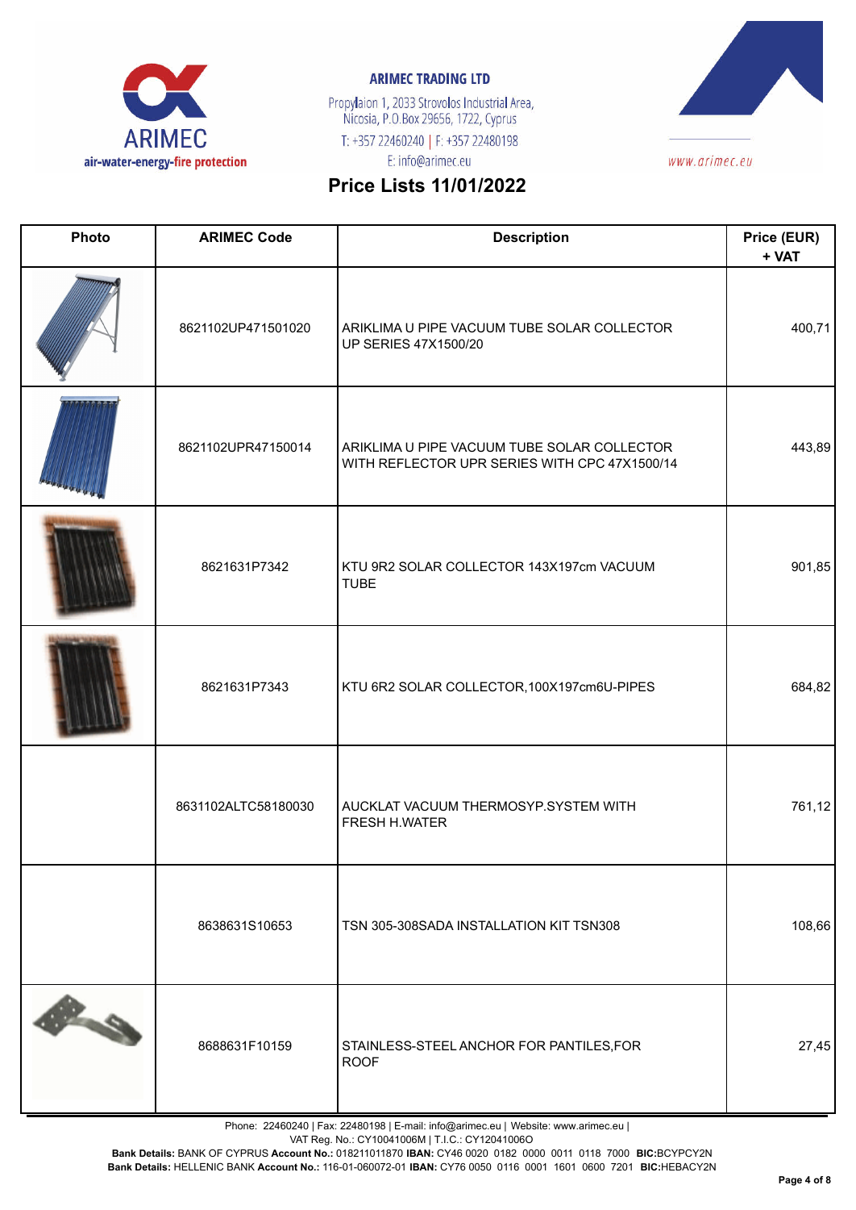ARIMEC
air-water-energy-fire protection

**ARIMEC TRADING LTD**

Propylaion 1, 2033 Strovolos Industrial Area, Nicosia, P.O.Box 29656, 1722, Cyprus
T: +357 22460240 | F: +357 22480198
E: info@arimec.eu

www.arimec.eu

# Price Lists 11/01/2022

| Photo | ARIMEC Code | Description | Price (EUR) + VAT |
|---|---|---|---|
| | 8621102UP471501020 | ARIKLIMA U PIPE VACUUM TUBE SOLAR COLLECTOR UP SERIES 47X1500/20 | 400,71 |
| | 8621102UPR47150014 | ARIKLIMA U PIPE VACUUM TUBE SOLAR COLLECTOR WITH REFLECTOR UPR SERIES WITH CPC 47X1500/14 | 443,89 |
| | 8621631P7342 | KTU 9R2 SOLAR COLLECTOR 143X197cm VACUUM TUBE | 901,85 |
| | 8621631P7343 | KTU 6R2 SOLAR COLLECTOR,100X197cm6U-PIPES | 684,82 |
| | 8631102ALTC58180030 | AUCKLAT VACUUM THERMOSYP.SYSTEM WITH FRESH H.WATER | 761,12 |
| | 8638631S10653 | TSN 305-308SADA INSTALLATION KIT TSN308 | 108,66 |
| | 8688631F10159 | STAINLESS-STEEL ANCHOR FOR PANTILES,FOR ROOF | 27,45 |

Phone: 22460240 | Fax: 22480198 | E-mail: info@arimec.eu | Website: www.arimec.eu |
VAT Reg. No.: CY10041006M | T.I.C.: CY12041006O
**Bank Details:** BANK OF CYPRUS **Account No.:** 018211011870 **IBAN:** CY46 0020 0182 0000 0011 0118 7000 **BIC:**BCYPCY2N
**Bank Details:** HELLENIC BANK **Account No.:** 116-01-060072-01 **IBAN:** CY76 0050 0116 0001 1601 0600 7201 **BIC:**HEBACY2N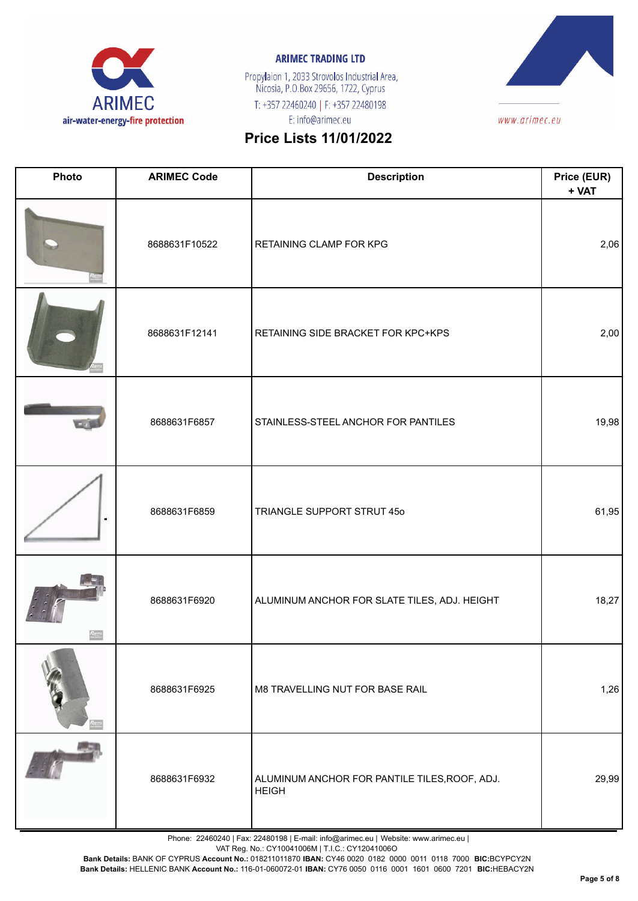**ARIMEC TRADING LTD**

Propylaion 1, 2033 Strovolos Industrial Area, Nicosia, P.O.Box 29656, 1722, Cyprus
T: +357 22460240 | F: +357 22480198
E: info@arimec.eu

www.arimec.eu

# Price Lists 11/01/2022

| Photo | ARIMEC Code | Description | Price (EUR) + VAT |
|---|---|---|---|
| | 8688631F10522 | RETAINING CLAMP FOR KPG | 2,06 |
| | 8688631F12141 | RETAINING SIDE BRACKET FOR KPC+KPS | 2,00 |
| | 8688631F6857 | STAINLESS-STEEL ANCHOR FOR PANTILES | 19,98 |
| | 8688631F6859 | TRIANGLE SUPPORT STRUT 45o | 61,95 |
| | 8688631F6920 | ALUMINUM ANCHOR FOR SLATE TILES, ADJ. HEIGHT | 18,27 |
| | 8688631F6925 | M8 TRAVELLING NUT FOR BASE RAIL | 1,26 |
| | 8688631F6932 | ALUMINUM ANCHOR FOR PANTILE TILES,ROOF, ADJ. HEIGH | 29,99 |

Phone: 22460240 | Fax: 22480198 | E-mail: info@arimec.eu | Website: www.arimec.eu |
VAT Reg. No.: CY10041006M | T.I.C.: CY12041006O
**Bank Details:** BANK OF CYPRUS **Account No.:** 018211011870 **IBAN:** CY46 0020 0182 0000 0011 0118 7000 **BIC:**BCYPCY2N
**Bank Details:** HELLENIC BANK **Account No.:** 116-01-060072-01 **IBAN:** CY76 0050 0116 0001 1601 0600 7201 **BIC:**HEBACY2N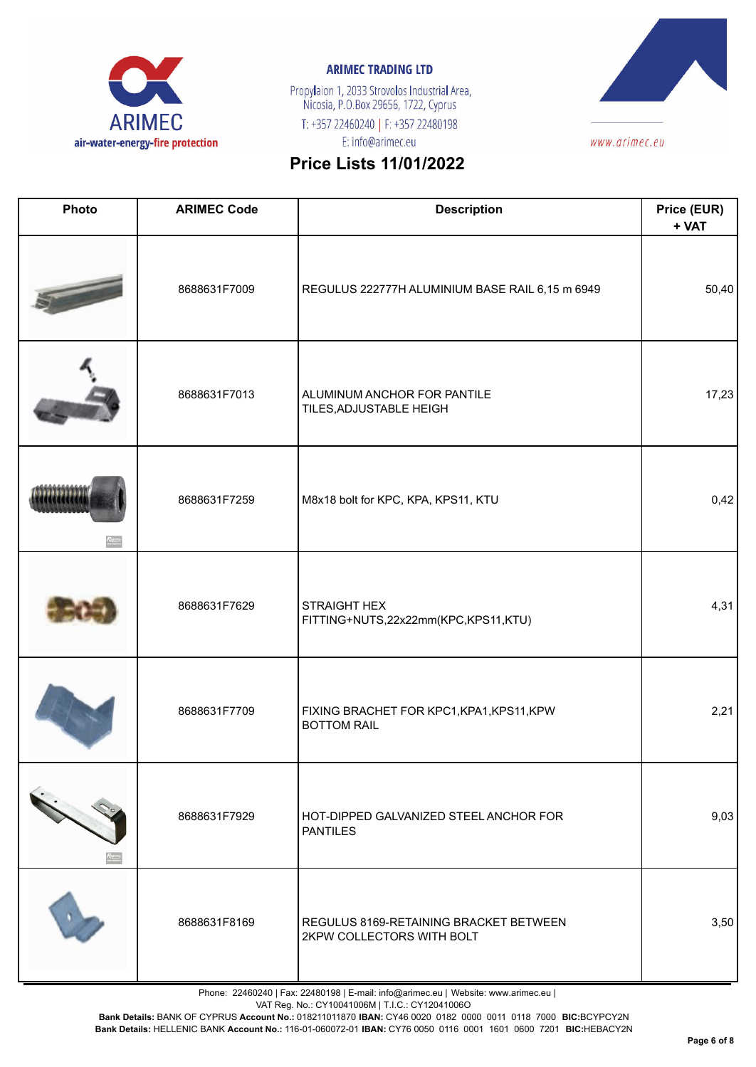# Price Lists 11/01/2022

| Photo | ARIMEC Code | Description | Price (EUR) + VAT |
|---|---|---|---|
| | 8688631F7009 | REGULUS 222777H ALUMINIUM BASE RAIL 6,15 m 6949 | 50,40 |
| | 8688631F7013 | ALUMINUM ANCHOR FOR PANTILE TILES,ADJUSTABLE HEIGH | 17,23 |
| | 8688631F7259 | M8x18 bolt for KPC, KPA, KPS11, KTU | 0,42 |
| | 8688631F7629 | STRAIGHT HEX FITTING+NUTS,22x22mm(KPC,KPS11,KTU) | 4,31 |
| | 8688631F7709 | FIXING BRACHET FOR KPC1,KPA1,KPS11,KPW BOTTOM RAIL | 2,21 |
| | 8688631F7929 | HOT-DIPPED GALVANIZED STEEL ANCHOR FOR PANTILES | 9,03 |
| | 8688631F8169 | REGULUS 8169-RETAINING BRACKET BETWEEN 2KPW COLLECTORS WITH BOLT | 3,50 |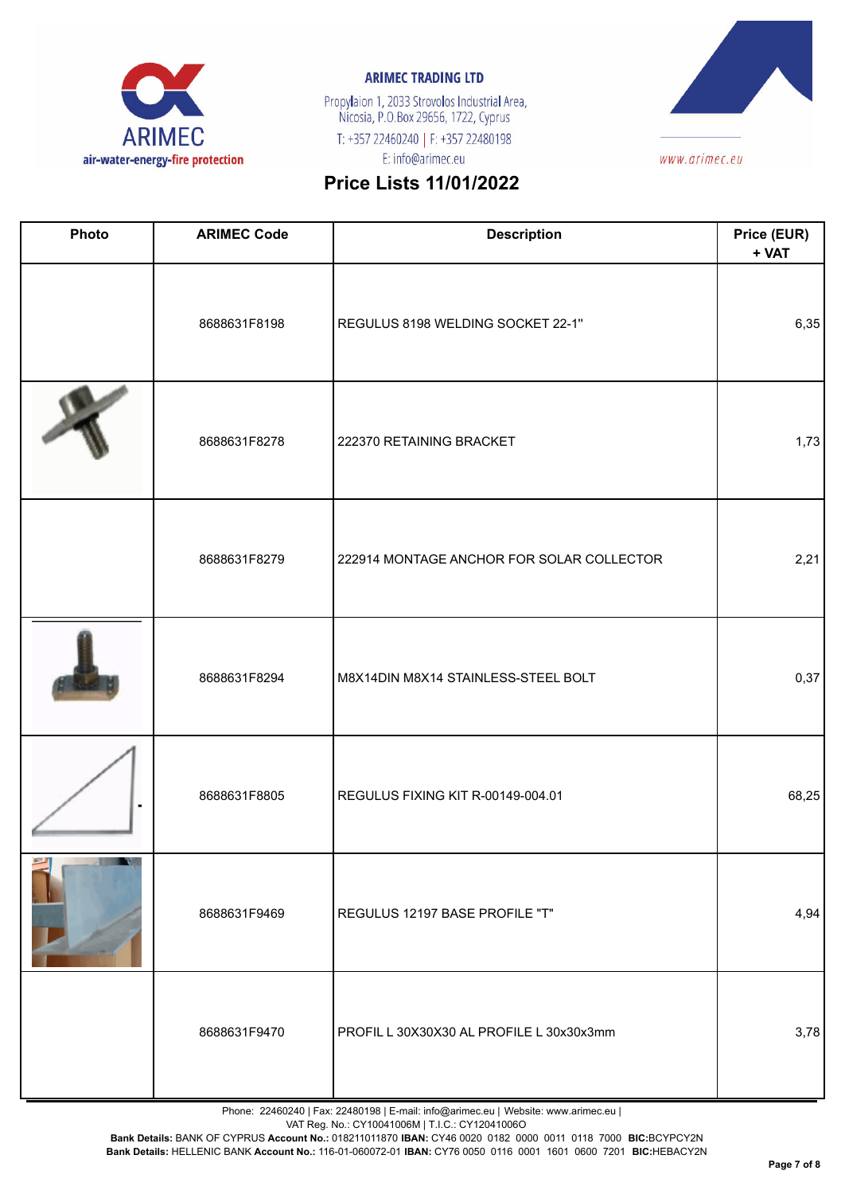# Price Lists 11/01/2022

| Photo | ARIMEC Code | Description | Price (EUR) + VAT |
|---|---|---|---|
| | 8688631F8198 | REGULUS 8198 WELDING SOCKET 22-1" | 6,35 |
| | 8688631F8278 | 222370 RETAINING BRACKET | 1,73 |
| | 8688631F8279 | 222914 MONTAGE ANCHOR FOR SOLAR COLLECTOR | 2,21 |
| | 8688631F8294 | M8X14DIN M8X14 STAINLESS-STEEL BOLT | 0,37 |
| | 8688631F8805 | REGULUS FIXING KIT R-00149-004.01 | 68,25 |
| | 8688631F9469 | REGULUS 12197 BASE PROFILE "T" | 4,94 |
| | 8688631F9470 | PROFIL L 30X30X30 AL PROFILE L 30x30x3mm | 3,78 |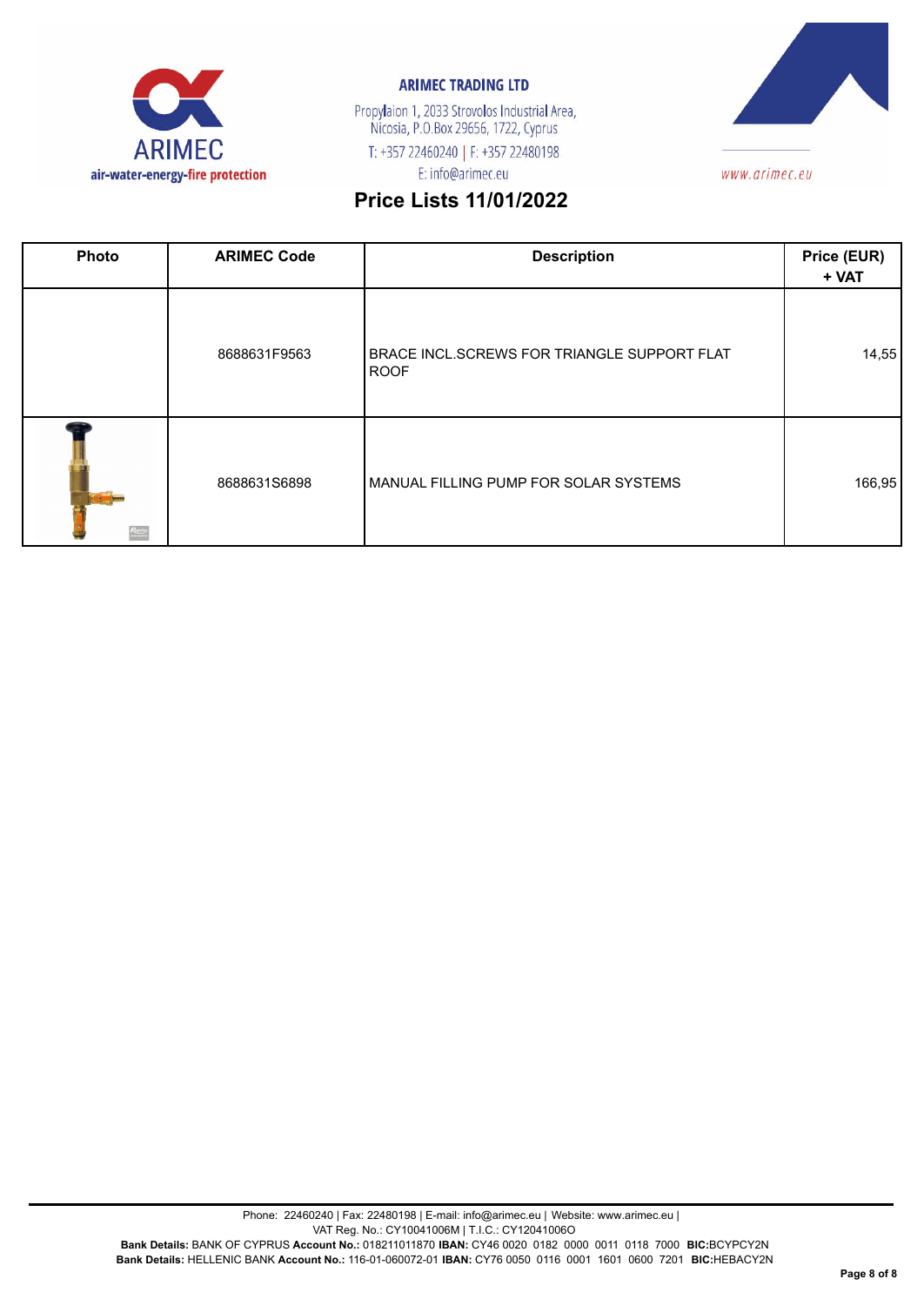**ARIMEC TRADING LTD**

Propylaion 1, 2033 Strovolos Industrial Area, Nicosia, P.O.Box 29656, 1722, Cyprus

T: +357 22460240 | F: +357 22480198

E: info@arimec.eu

www.arimec.eu

# Price Lists 11/01/2022

| Photo | ARIMEC Code | Description | Price (EUR) + VAT |
| --- | --- | --- | --- |
| | 8688631F9563 | BRACE INCL.SCREWS FOR TRIANGLE SUPPORT FLAT ROOF | 14,55 |
| | 8688631S6898 | MANUAL FILLING PUMP FOR SOLAR SYSTEMS | 166,95 |

Phone: 22460240 | Fax: 22480198 | E-mail: info@arimec.eu | Website: www.arimec.eu |
VAT Reg. No.: CY10041006M | T.I.C.: CY12041006O
**Bank Details:** BANK OF CYPRUS **Account No.:** 018211011870 **IBAN:** CY46 0020 0182 0000 0011 0118 7000 **BIC:**BCYPCY2N
**Bank Details:** HELLENIC BANK **Account No.:** 116-01-060072-01 **IBAN:** CY76 0050 0116 0001 1601 0600 7201 **BIC:**HEBACY2N